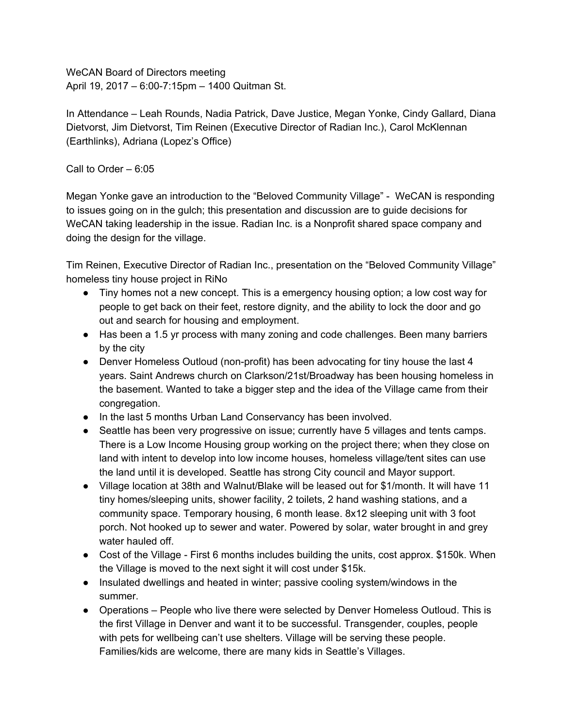WeCAN Board of Directors meeting
April 19, 2017 – 6:00-7:15pm – 1400 Quitman St.

In Attendance – Leah Rounds, Nadia Patrick, Dave Justice, Megan Yonke, Cindy Gallard, Diana Dietvorst, Jim Dietvorst, Tim Reinen (Executive Director of Radian Inc.), Carol McKlennan (Earthlinks), Adriana (Lopez's Office)

Call to Order – 6:05

Megan Yonke gave an introduction to the "Beloved Community Village" - WeCAN is responding to issues going on in the gulch; this presentation and discussion are to guide decisions for WeCAN taking leadership in the issue. Radian Inc. is a Nonprofit shared space company and doing the design for the village.

Tim Reinen, Executive Director of Radian Inc., presentation on the "Beloved Community Village" homeless tiny house project in RiNo

- Tiny homes not a new concept. This is a emergency housing option; a low cost way for people to get back on their feet, restore dignity, and the ability to lock the door and go out and search for housing and employment.
- Has been a 1.5 yr process with many zoning and code challenges. Been many barriers by the city
- Denver Homeless Outloud (non-profit) has been advocating for tiny house the last 4 years. Saint Andrews church on Clarkson/21st/Broadway has been housing homeless in the basement. Wanted to take a bigger step and the idea of the Village came from their congregation.
- In the last 5 months Urban Land Conservancy has been involved.
- Seattle has been very progressive on issue; currently have 5 villages and tents camps. There is a Low Income Housing group working on the project there; when they close on land with intent to develop into low income houses, homeless village/tent sites can use the land until it is developed. Seattle has strong City council and Mayor support.
- Village location at 38th and Walnut/Blake will be leased out for $1/month. It will have 11 tiny homes/sleeping units, shower facility, 2 toilets, 2 hand washing stations, and a community space. Temporary housing, 6 month lease. 8x12 sleeping unit with 3 foot porch. Not hooked up to sewer and water. Powered by solar, water brought in and grey water hauled off.
- Cost of the Village - First 6 months includes building the units, cost approx. $150k. When the Village is moved to the next sight it will cost under $15k.
- Insulated dwellings and heated in winter; passive cooling system/windows in the summer.
- Operations – People who live there were selected by Denver Homeless Outloud. This is the first Village in Denver and want it to be successful. Transgender, couples, people with pets for wellbeing can't use shelters. Village will be serving these people. Families/kids are welcome, there are many kids in Seattle's Villages.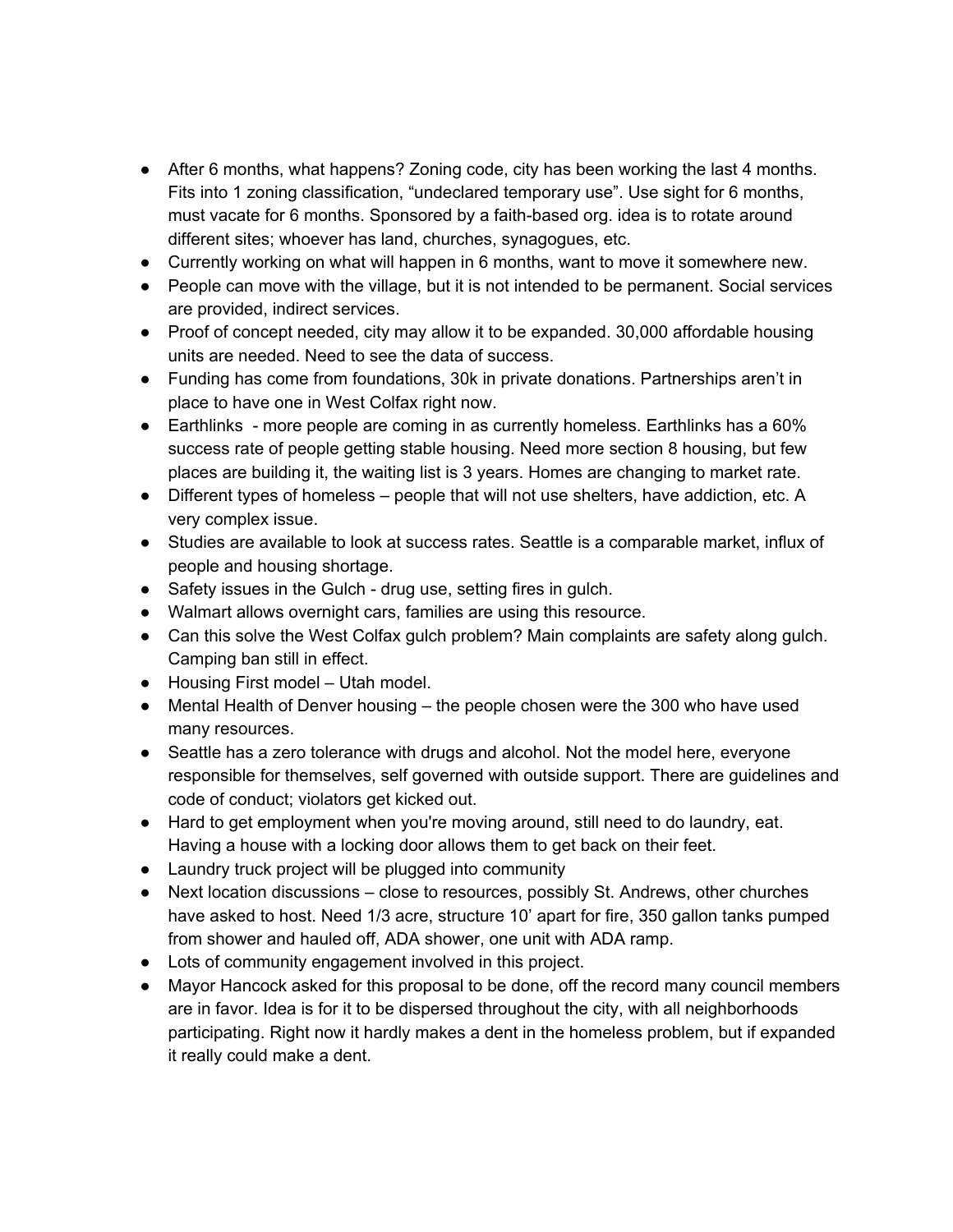- After 6 months, what happens? Zoning code, city has been working the last 4 months. Fits into 1 zoning classification, "undeclared temporary use". Use sight for 6 months, must vacate for 6 months. Sponsored by a faith-based org. idea is to rotate around different sites; whoever has land, churches, synagogues, etc.
- Currently working on what will happen in 6 months, want to move it somewhere new.
- People can move with the village, but it is not intended to be permanent. Social services are provided, indirect services.
- Proof of concept needed, city may allow it to be expanded. 30,000 affordable housing units are needed. Need to see the data of success.
- Funding has come from foundations, 30k in private donations. Partnerships aren't in place to have one in West Colfax right now.
- Earthlinks - more people are coming in as currently homeless. Earthlinks has a 60% success rate of people getting stable housing. Need more section 8 housing, but few places are building it, the waiting list is 3 years. Homes are changing to market rate.
- Different types of homeless – people that will not use shelters, have addiction, etc. A very complex issue.
- Studies are available to look at success rates. Seattle is a comparable market, influx of people and housing shortage.
- Safety issues in the Gulch - drug use, setting fires in gulch.
- Walmart allows overnight cars, families are using this resource.
- Can this solve the West Colfax gulch problem? Main complaints are safety along gulch. Camping ban still in effect.
- Housing First model – Utah model.
- Mental Health of Denver housing – the people chosen were the 300 who have used many resources.
- Seattle has a zero tolerance with drugs and alcohol. Not the model here, everyone responsible for themselves, self governed with outside support. There are guidelines and code of conduct; violators get kicked out.
- Hard to get employment when you're moving around, still need to do laundry, eat. Having a house with a locking door allows them to get back on their feet.
- Laundry truck project will be plugged into community
- Next location discussions – close to resources, possibly St. Andrews, other churches have asked to host. Need 1/3 acre, structure 10' apart for fire, 350 gallon tanks pumped from shower and hauled off, ADA shower, one unit with ADA ramp.
- Lots of community engagement involved in this project.
- Mayor Hancock asked for this proposal to be done, off the record many council members are in favor. Idea is for it to be dispersed throughout the city, with all neighborhoods participating. Right now it hardly makes a dent in the homeless problem, but if expanded it really could make a dent.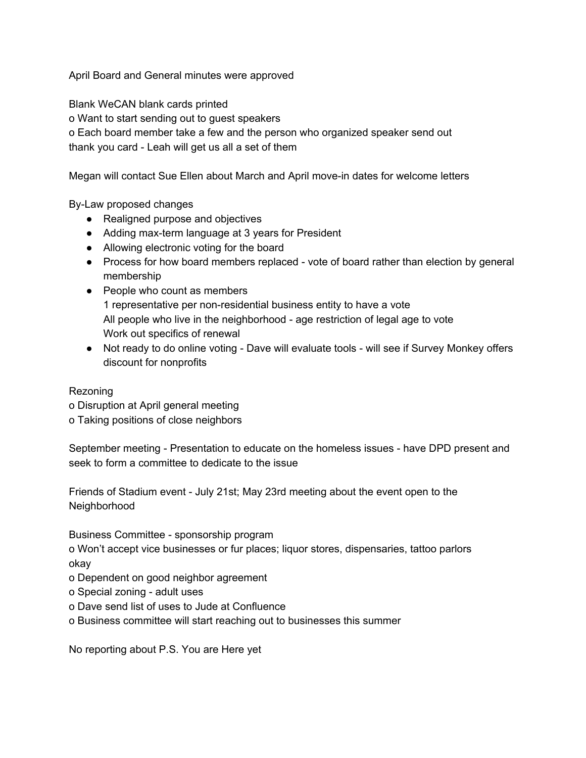April Board and General minutes were approved

Blank WeCAN blank cards printed
o Want to start sending out to guest speakers
o Each board member take a few and the person who organized speaker send out thank you card - Leah will get us all a set of them

Megan will contact Sue Ellen about March and April move-in dates for welcome letters

By-Law proposed changes

- Realigned purpose and objectives
- Adding max-term language at 3 years for President
- Allowing electronic voting for the board
- Process for how board members replaced - vote of board rather than election by general membership
- People who count as members
  1 representative per non-residential business entity to have a vote
  All people who live in the neighborhood - age restriction of legal age to vote
  Work out specifics of renewal
- Not ready to do online voting - Dave will evaluate tools - will see if Survey Monkey offers discount for nonprofits

Rezoning
o Disruption at April general meeting
o Taking positions of close neighbors

September meeting - Presentation to educate on the homeless issues - have DPD present and seek to form a committee to dedicate to the issue

Friends of Stadium event - July 21st; May 23rd meeting about the event open to the Neighborhood

Business Committee - sponsorship program
o Won't accept vice businesses or fur places; liquor stores, dispensaries, tattoo parlors okay
o Dependent on good neighbor agreement
o Special zoning - adult uses
o Dave send list of uses to Jude at Confluence
o Business committee will start reaching out to businesses this summer

No reporting about P.S. You are Here yet